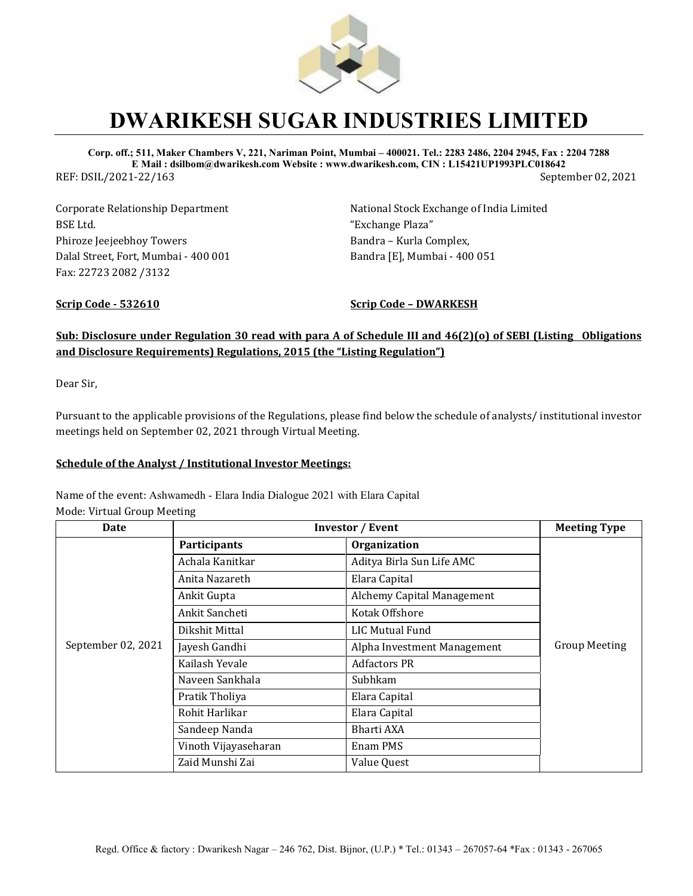# DWARIKESH SUGAR INDUSTRIES LIMITED

**Corp. off.; 511, Maker Chambers V, 221, Nariman Point, Mumbai – 400021. Tel.: 2283 2486, 2204 2945, Fax : 2204 7288**
**E Mail : dsilbom@dwarikesh.com Website : www.dwarikesh.com, CIN : L15421UP1993PLC018642**

REF: DSIL/2021-22/163

September 02, 2021

Corporate Relationship Department
BSE Ltd.
Phiroze Jeejeebhoy Towers
Dalal Street, Fort, Mumbai - 400 001
Fax: 22723 2082 /3132

National Stock Exchange of India Limited
"Exchange Plaza"
Bandra – Kurla Complex,
Bandra [E], Mumbai - 400 051

**Scrip Code - 532610**

**Scrip Code – DWARKESH**

**Sub: Disclosure under Regulation 30 read with para A of Schedule III and 46(2)(o) of SEBI (Listing Obligations and Disclosure Requirements) Regulations, 2015 (the "Listing Regulation")**

Dear Sir,

Pursuant to the applicable provisions of the Regulations, please find below the schedule of analysts/ institutional investor meetings held on September 02, 2021 through Virtual Meeting.

**Schedule of the Analyst / Institutional Investor Meetings:**

Name of the event: Ashwamedh - Elara India Dialogue 2021 with Elara Capital
Mode: Virtual Group Meeting

| Date | Investor / Event | | Meeting Type |
|---|---|---|---|
| | **Participants** | **Organization** | |
| September 02, 2021 | Achala Kanitkar | Aditya Birla Sun Life AMC | Group Meeting |
| | Anita Nazareth | Elara Capital | |
| | Ankit Gupta | Alchemy Capital Management | |
| | Ankit Sancheti | Kotak Offshore | |
| | Dikshit Mittal | LIC Mutual Fund | |
| | Jayesh Gandhi | Alpha Investment Management | |
| | Kailash Yevale | Adfactors PR | |
| | Naveen Sankhala | Subhkam | |
| | Pratik Tholiya | Elara Capital | |
| | Rohit Harlikar | Elara Capital | |
| | Sandeep Nanda | Bharti AXA | |
| | Vinoth Vijayaseharan | Enam PMS | |
| | Zaid Munshi Zai | Value Quest | |

Regd. Office & factory : Dwarikesh Nagar – 246 762, Dist. Bijnor, (U.P.) * Tel.: 01343 – 267057-64 *Fax : 01343 - 267065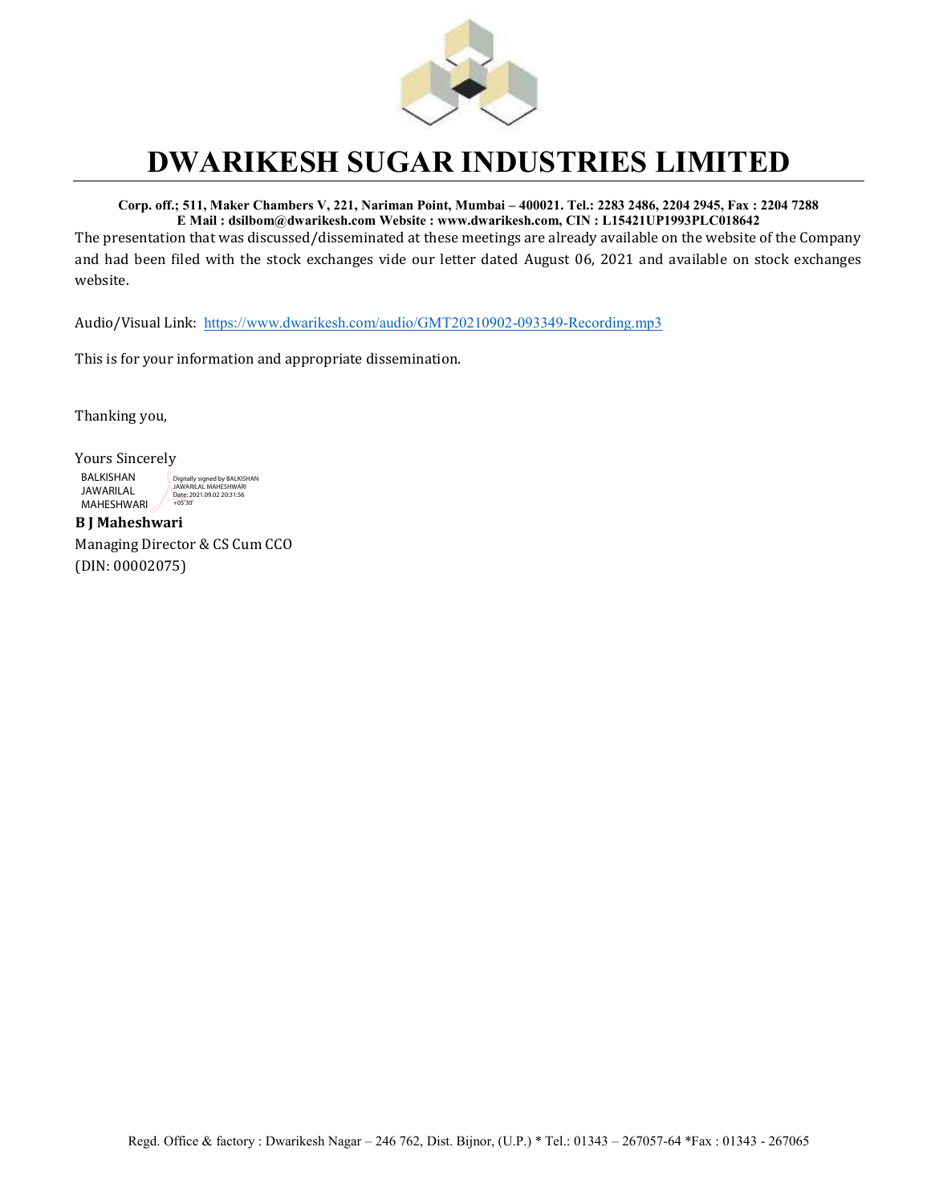# DWARIKESH SUGAR INDUSTRIES LIMITED

**Corp. off.; 511, Maker Chambers V, 221, Nariman Point, Mumbai – 400021. Tel.: 2283 2486, 2204 2945, Fax : 2204 7288**
**E Mail : dsilbom@dwarikesh.com Website : www.dwarikesh.com, CIN : L15421UP1993PLC018642**

The presentation that was discussed/disseminated at these meetings are already available on the website of the Company and had been filed with the stock exchanges vide our letter dated August 06, 2021 and available on stock exchanges website.

Audio/Visual Link: https://www.dwarikesh.com/audio/GMT20210902-093349-Recording.mp3

This is for your information and appropriate dissemination.

Thanking you,

Yours Sincerely

BALKISHAN JAWARILAL MAHESHWARI

Digitally signed by BALKISHAN JAWARILAL MAHESHWARI
Date: 2021.09.02 20:31:56 +05'30'

**B J Maheshwari**
Managing Director & CS Cum CCO
(DIN: 00002075)

Regd. Office & factory : Dwarikesh Nagar – 246 762, Dist. Bijnor, (U.P.) * Tel.: 01343 – 267057-64 *Fax : 01343 - 267065